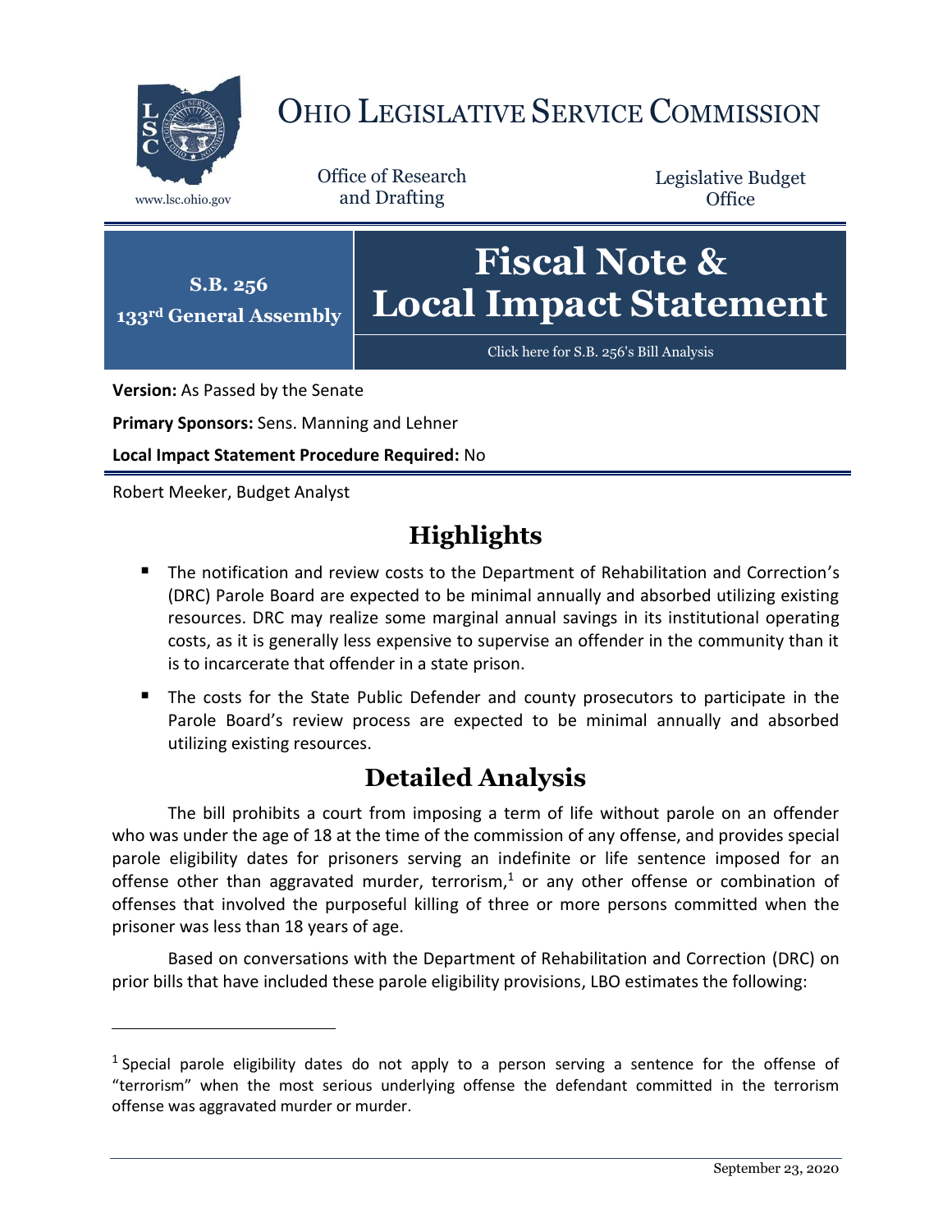# OHIO LEGISLATIVE SERVICE COMMISSION

www.lsc.ohio.gov

Office of Research and Drafting

Legislative Budget Office

**S.B. 256**
**133rd General Assembly**

# Fiscal Note & Local Impact Statement

Click here for S.B. 256's Bill Analysis

**Version:** As Passed by the Senate

**Primary Sponsors:** Sens. Manning and Lehner

**Local Impact Statement Procedure Required:** No

Robert Meeker, Budget Analyst

## Highlights

- The notification and review costs to the Department of Rehabilitation and Correction's (DRC) Parole Board are expected to be minimal annually and absorbed utilizing existing resources. DRC may realize some marginal annual savings in its institutional operating costs, as it is generally less expensive to supervise an offender in the community than it is to incarcerate that offender in a state prison.
- The costs for the State Public Defender and county prosecutors to participate in the Parole Board's review process are expected to be minimal annually and absorbed utilizing existing resources.

## Detailed Analysis

The bill prohibits a court from imposing a term of life without parole on an offender who was under the age of 18 at the time of the commission of any offense, and provides special parole eligibility dates for prisoners serving an indefinite or life sentence imposed for an offense other than aggravated murder, terrorism,[1] or any other offense or combination of offenses that involved the purposeful killing of three or more persons committed when the prisoner was less than 18 years of age.

Based on conversations with the Department of Rehabilitation and Correction (DRC) on prior bills that have included these parole eligibility provisions, LBO estimates the following:

[1] Special parole eligibility dates do not apply to a person serving a sentence for the offense of "terrorism" when the most serious underlying offense the defendant committed in the terrorism offense was aggravated murder or murder.

September 23, 2020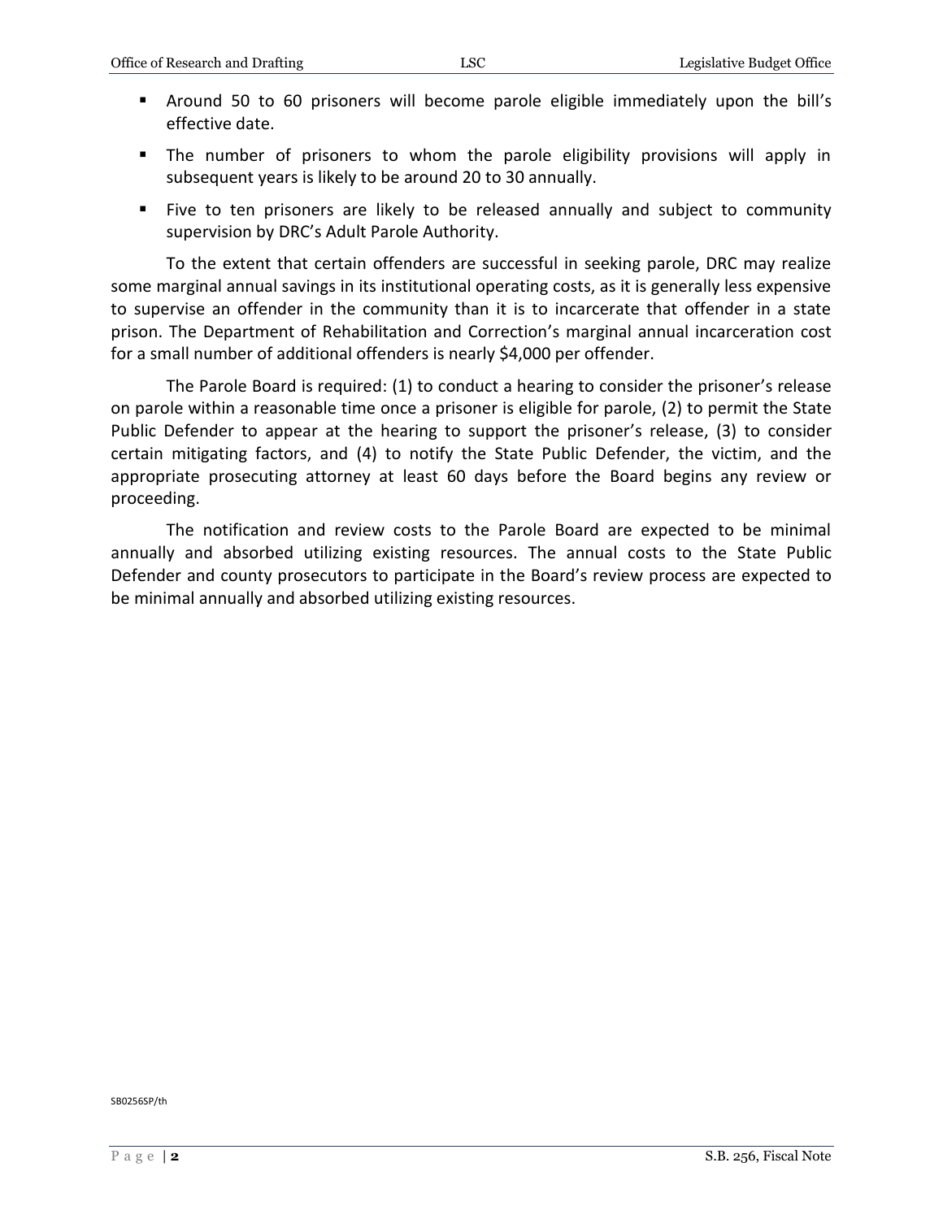- Around 50 to 60 prisoners will become parole eligible immediately upon the bill's effective date.
- The number of prisoners to whom the parole eligibility provisions will apply in subsequent years is likely to be around 20 to 30 annually.
- Five to ten prisoners are likely to be released annually and subject to community supervision by DRC's Adult Parole Authority.

To the extent that certain offenders are successful in seeking parole, DRC may realize some marginal annual savings in its institutional operating costs, as it is generally less expensive to supervise an offender in the community than it is to incarcerate that offender in a state prison. The Department of Rehabilitation and Correction's marginal annual incarceration cost for a small number of additional offenders is nearly $4,000 per offender.

The Parole Board is required: (1) to conduct a hearing to consider the prisoner's release on parole within a reasonable time once a prisoner is eligible for parole, (2) to permit the State Public Defender to appear at the hearing to support the prisoner's release, (3) to consider certain mitigating factors, and (4) to notify the State Public Defender, the victim, and the appropriate prosecuting attorney at least 60 days before the Board begins any review or proceeding.

The notification and review costs to the Parole Board are expected to be minimal annually and absorbed utilizing existing resources. The annual costs to the State Public Defender and county prosecutors to participate in the Board's review process are expected to be minimal annually and absorbed utilizing existing resources.

SB0256SP/th